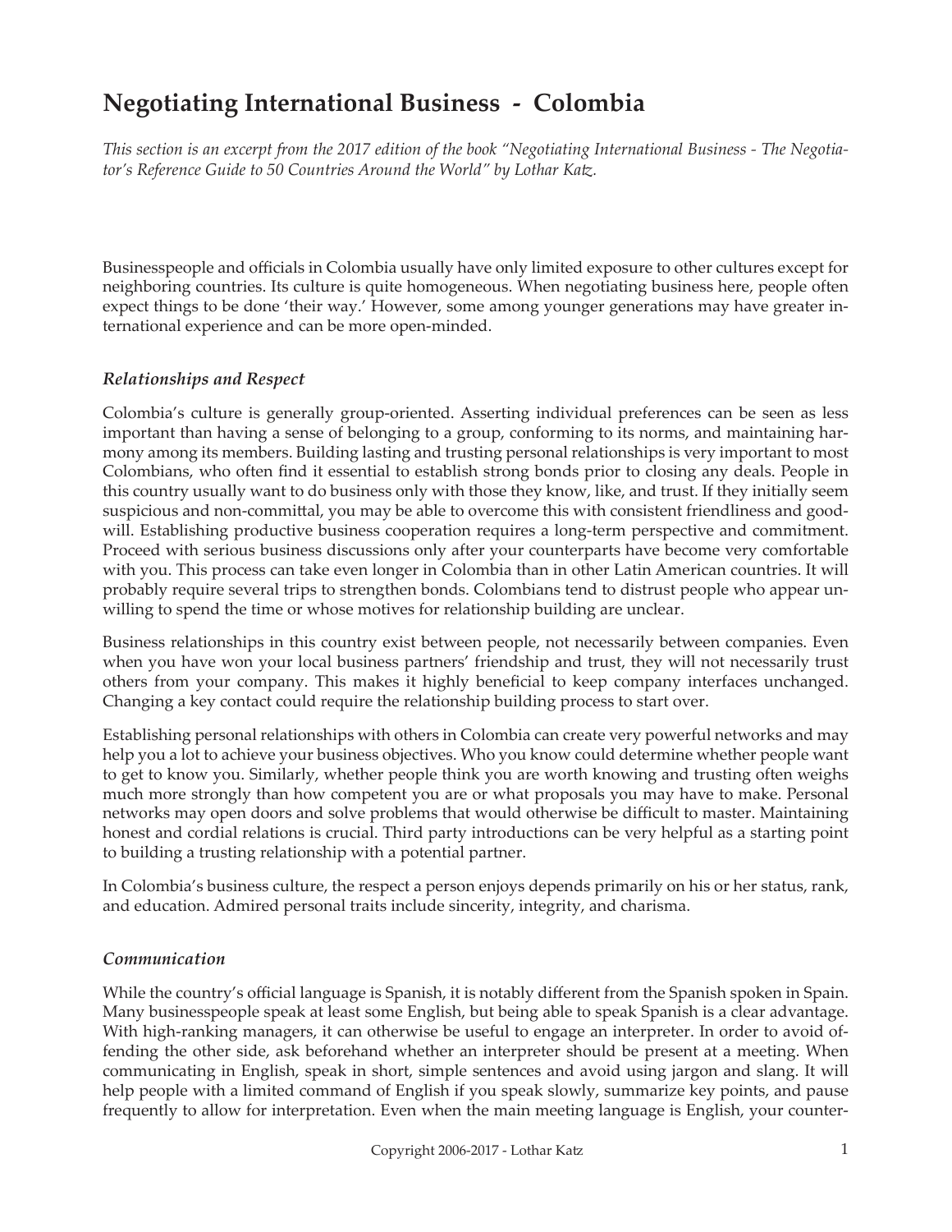# Negotiating International Business - Colombia

*This section is an excerpt from the 2017 edition of the book "Negotiating International Business - The Negotiator's Reference Guide to 50 Countries Around the World" by Lothar Katz.*

Businesspeople and officials in Colombia usually have only limited exposure to other cultures except for neighboring countries. Its culture is quite homogeneous. When negotiating business here, people often expect things to be done 'their way.' However, some among younger generations may have greater international experience and can be more open-minded.

### *Relationships and Respect*

Colombia's culture is generally group-oriented. Asserting individual preferences can be seen as less important than having a sense of belonging to a group, conforming to its norms, and maintaining harmony among its members. Building lasting and trusting personal relationships is very important to most Colombians, who often find it essential to establish strong bonds prior to closing any deals. People in this country usually want to do business only with those they know, like, and trust. If they initially seem suspicious and non-committal, you may be able to overcome this with consistent friendliness and goodwill. Establishing productive business cooperation requires a long-term perspective and commitment. Proceed with serious business discussions only after your counterparts have become very comfortable with you. This process can take even longer in Colombia than in other Latin American countries. It will probably require several trips to strengthen bonds. Colombians tend to distrust people who appear unwilling to spend the time or whose motives for relationship building are unclear.

Business relationships in this country exist between people, not necessarily between companies. Even when you have won your local business partners' friendship and trust, they will not necessarily trust others from your company. This makes it highly beneficial to keep company interfaces unchanged. Changing a key contact could require the relationship building process to start over.

Establishing personal relationships with others in Colombia can create very powerful networks and may help you a lot to achieve your business objectives. Who you know could determine whether people want to get to know you. Similarly, whether people think you are worth knowing and trusting often weighs much more strongly than how competent you are or what proposals you may have to make. Personal networks may open doors and solve problems that would otherwise be difficult to master. Maintaining honest and cordial relations is crucial. Third party introductions can be very helpful as a starting point to building a trusting relationship with a potential partner.

In Colombia's business culture, the respect a person enjoys depends primarily on his or her status, rank, and education. Admired personal traits include sincerity, integrity, and charisma.

### *Communication*

While the country's official language is Spanish, it is notably different from the Spanish spoken in Spain. Many businesspeople speak at least some English, but being able to speak Spanish is a clear advantage. With high-ranking managers, it can otherwise be useful to engage an interpreter. In order to avoid offending the other side, ask beforehand whether an interpreter should be present at a meeting. When communicating in English, speak in short, simple sentences and avoid using jargon and slang. It will help people with a limited command of English if you speak slowly, summarize key points, and pause frequently to allow for interpretation. Even when the main meeting language is English, your counter-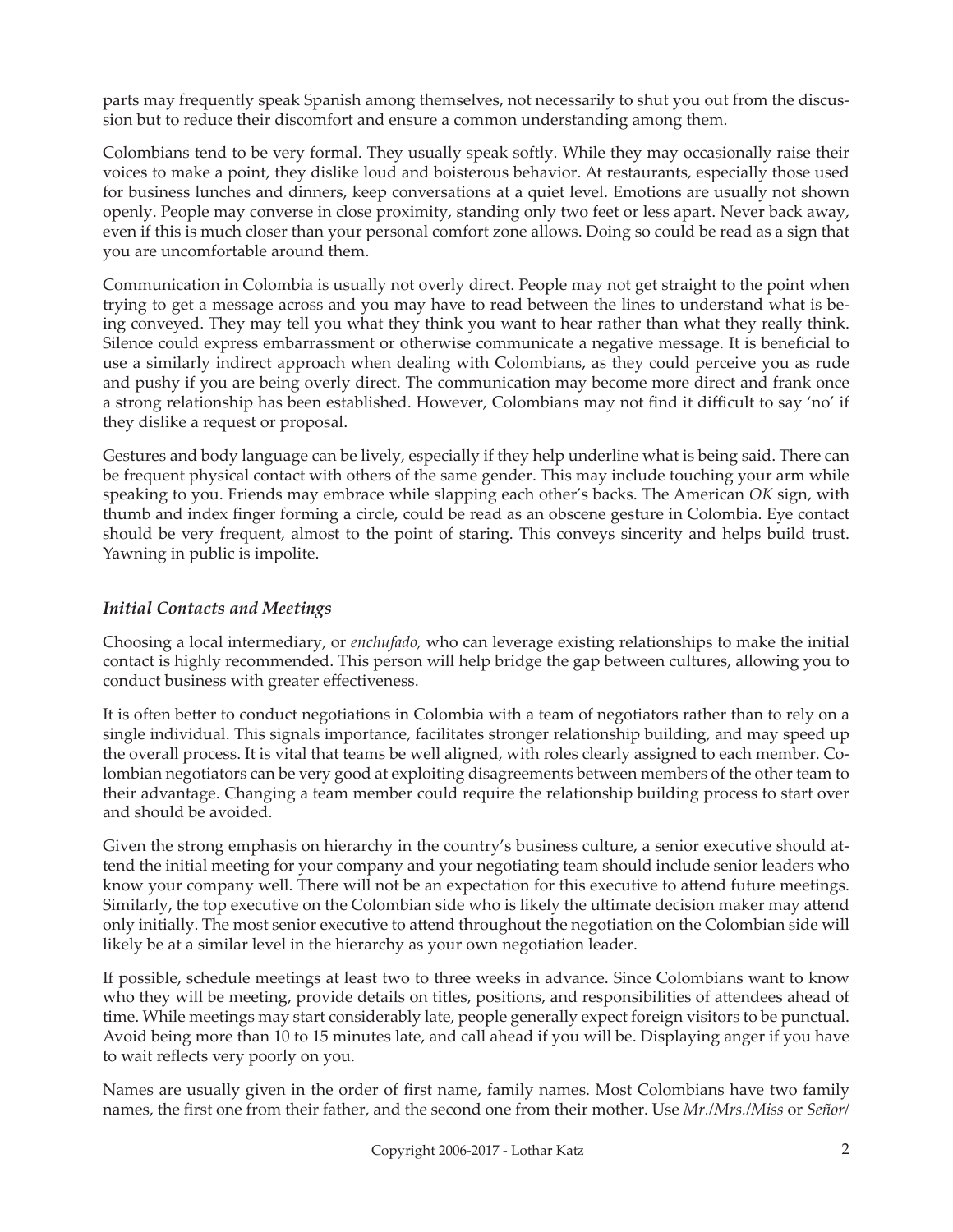parts may frequently speak Spanish among themselves, not necessarily to shut you out from the discussion but to reduce their discomfort and ensure a common understanding among them.

Colombians tend to be very formal. They usually speak softly. While they may occasionally raise their voices to make a point, they dislike loud and boisterous behavior. At restaurants, especially those used for business lunches and dinners, keep conversations at a quiet level. Emotions are usually not shown openly. People may converse in close proximity, standing only two feet or less apart. Never back away, even if this is much closer than your personal comfort zone allows. Doing so could be read as a sign that you are uncomfortable around them.

Communication in Colombia is usually not overly direct. People may not get straight to the point when trying to get a message across and you may have to read between the lines to understand what is being conveyed. They may tell you what they think you want to hear rather than what they really think. Silence could express embarrassment or otherwise communicate a negative message. It is beneficial to use a similarly indirect approach when dealing with Colombians, as they could perceive you as rude and pushy if you are being overly direct. The communication may become more direct and frank once a strong relationship has been established. However, Colombians may not find it difficult to say 'no' if they dislike a request or proposal.

Gestures and body language can be lively, especially if they help underline what is being said. There can be frequent physical contact with others of the same gender. This may include touching your arm while speaking to you. Friends may embrace while slapping each other's backs. The American *OK* sign, with thumb and index finger forming a circle, could be read as an obscene gesture in Colombia. Eye contact should be very frequent, almost to the point of staring. This conveys sincerity and helps build trust. Yawning in public is impolite.

### *Initial Contacts and Meetings*

Choosing a local intermediary, or *enchufado,* who can leverage existing relationships to make the initial contact is highly recommended. This person will help bridge the gap between cultures, allowing you to conduct business with greater effectiveness.

It is often better to conduct negotiations in Colombia with a team of negotiators rather than to rely on a single individual. This signals importance, facilitates stronger relationship building, and may speed up the overall process. It is vital that teams be well aligned, with roles clearly assigned to each member. Colombian negotiators can be very good at exploiting disagreements between members of the other team to their advantage. Changing a team member could require the relationship building process to start over and should be avoided.

Given the strong emphasis on hierarchy in the country's business culture, a senior executive should attend the initial meeting for your company and your negotiating team should include senior leaders who know your company well. There will not be an expectation for this executive to attend future meetings. Similarly, the top executive on the Colombian side who is likely the ultimate decision maker may attend only initially. The most senior executive to attend throughout the negotiation on the Colombian side will likely be at a similar level in the hierarchy as your own negotiation leader.

If possible, schedule meetings at least two to three weeks in advance. Since Colombians want to know who they will be meeting, provide details on titles, positions, and responsibilities of attendees ahead of time. While meetings may start considerably late, people generally expect foreign visitors to be punctual. Avoid being more than 10 to 15 minutes late, and call ahead if you will be. Displaying anger if you have to wait reflects very poorly on you.

Names are usually given in the order of first name, family names. Most Colombians have two family names, the first one from their father, and the second one from their mother. Use *Mr./Mrs./Miss* or *Señor/*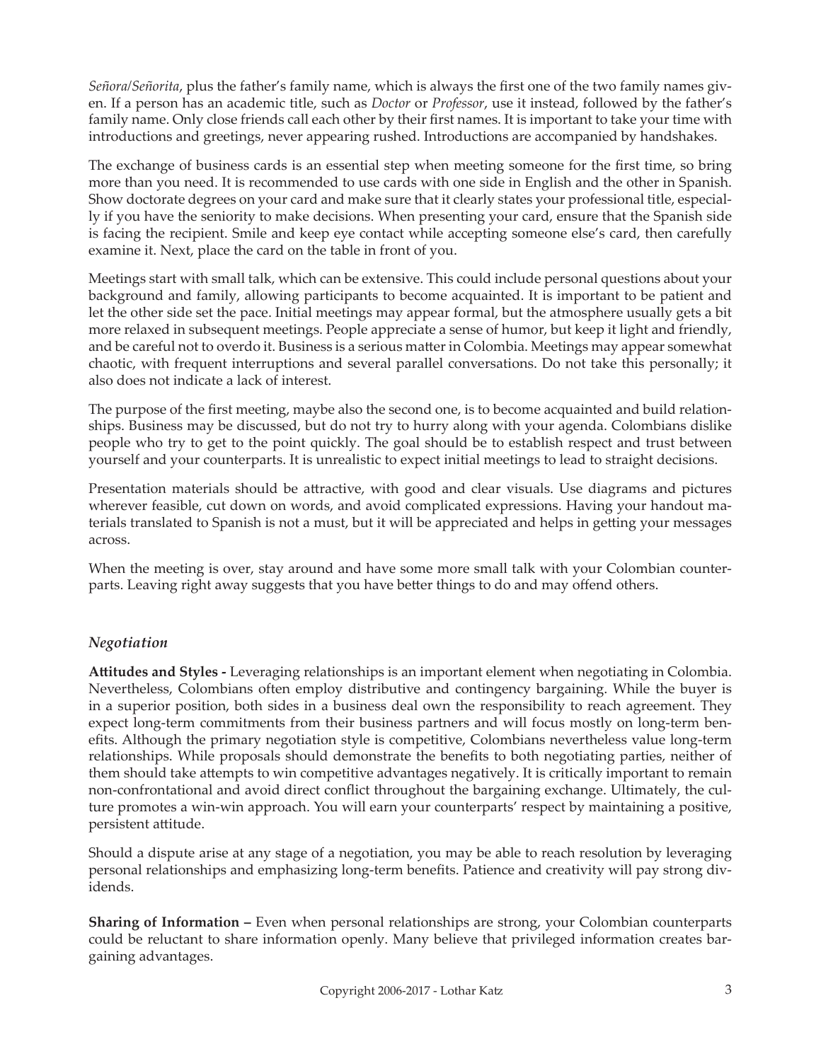*Señora/Señorita*, plus the father's family name, which is always the first one of the two family names given. If a person has an academic title, such as *Doctor* or *Professor*, use it instead, followed by the father's family name. Only close friends call each other by their first names. It is important to take your time with introductions and greetings, never appearing rushed. Introductions are accompanied by handshakes.

The exchange of business cards is an essential step when meeting someone for the first time, so bring more than you need. It is recommended to use cards with one side in English and the other in Spanish. Show doctorate degrees on your card and make sure that it clearly states your professional title, especially if you have the seniority to make decisions. When presenting your card, ensure that the Spanish side is facing the recipient. Smile and keep eye contact while accepting someone else's card, then carefully examine it. Next, place the card on the table in front of you.

Meetings start with small talk, which can be extensive. This could include personal questions about your background and family, allowing participants to become acquainted. It is important to be patient and let the other side set the pace. Initial meetings may appear formal, but the atmosphere usually gets a bit more relaxed in subsequent meetings. People appreciate a sense of humor, but keep it light and friendly, and be careful not to overdo it. Business is a serious matter in Colombia. Meetings may appear somewhat chaotic, with frequent interruptions and several parallel conversations. Do not take this personally; it also does not indicate a lack of interest.

The purpose of the first meeting, maybe also the second one, is to become acquainted and build relationships. Business may be discussed, but do not try to hurry along with your agenda. Colombians dislike people who try to get to the point quickly. The goal should be to establish respect and trust between yourself and your counterparts. It is unrealistic to expect initial meetings to lead to straight decisions.

Presentation materials should be attractive, with good and clear visuals. Use diagrams and pictures wherever feasible, cut down on words, and avoid complicated expressions. Having your handout materials translated to Spanish is not a must, but it will be appreciated and helps in getting your messages across.

When the meeting is over, stay around and have some more small talk with your Colombian counterparts. Leaving right away suggests that you have better things to do and may offend others.

### *Negotiation*

**Attitudes and Styles -** Leveraging relationships is an important element when negotiating in Colombia. Nevertheless, Colombians often employ distributive and contingency bargaining. While the buyer is in a superior position, both sides in a business deal own the responsibility to reach agreement. They expect long-term commitments from their business partners and will focus mostly on long-term benefits. Although the primary negotiation style is competitive, Colombians nevertheless value long-term relationships. While proposals should demonstrate the benefits to both negotiating parties, neither of them should take attempts to win competitive advantages negatively. It is critically important to remain non-confrontational and avoid direct conflict throughout the bargaining exchange. Ultimately, the culture promotes a win-win approach. You will earn your counterparts' respect by maintaining a positive, persistent attitude.

Should a dispute arise at any stage of a negotiation, you may be able to reach resolution by leveraging personal relationships and emphasizing long-term benefits. Patience and creativity will pay strong dividends.

**Sharing of Information –** Even when personal relationships are strong, your Colombian counterparts could be reluctant to share information openly. Many believe that privileged information creates bargaining advantages.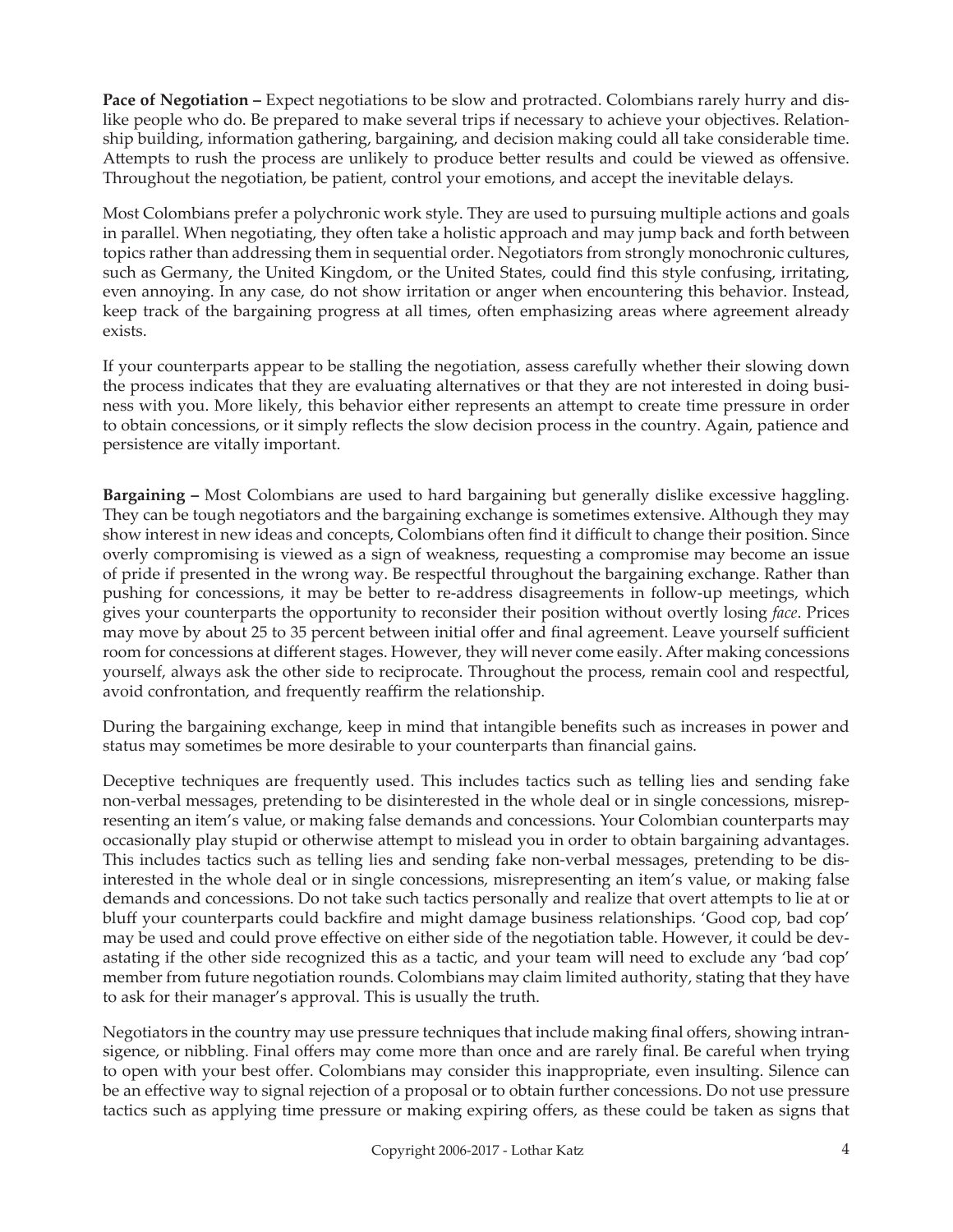**Pace of Negotiation –** Expect negotiations to be slow and protracted. Colombians rarely hurry and dislike people who do. Be prepared to make several trips if necessary to achieve your objectives. Relationship building, information gathering, bargaining, and decision making could all take considerable time. Attempts to rush the process are unlikely to produce better results and could be viewed as offensive. Throughout the negotiation, be patient, control your emotions, and accept the inevitable delays.

Most Colombians prefer a polychronic work style. They are used to pursuing multiple actions and goals in parallel. When negotiating, they often take a holistic approach and may jump back and forth between topics rather than addressing them in sequential order. Negotiators from strongly monochronic cultures, such as Germany, the United Kingdom, or the United States, could find this style confusing, irritating, even annoying. In any case, do not show irritation or anger when encountering this behavior. Instead, keep track of the bargaining progress at all times, often emphasizing areas where agreement already exists.

If your counterparts appear to be stalling the negotiation, assess carefully whether their slowing down the process indicates that they are evaluating alternatives or that they are not interested in doing business with you. More likely, this behavior either represents an attempt to create time pressure in order to obtain concessions, or it simply reflects the slow decision process in the country. Again, patience and persistence are vitally important.

**Bargaining –** Most Colombians are used to hard bargaining but generally dislike excessive haggling. They can be tough negotiators and the bargaining exchange is sometimes extensive. Although they may show interest in new ideas and concepts, Colombians often find it difficult to change their position. Since overly compromising is viewed as a sign of weakness, requesting a compromise may become an issue of pride if presented in the wrong way. Be respectful throughout the bargaining exchange. Rather than pushing for concessions, it may be better to re-address disagreements in follow-up meetings, which gives your counterparts the opportunity to reconsider their position without overtly losing *face*. Prices may move by about 25 to 35 percent between initial offer and final agreement. Leave yourself sufficient room for concessions at different stages. However, they will never come easily. After making concessions yourself, always ask the other side to reciprocate. Throughout the process, remain cool and respectful, avoid confrontation, and frequently reaffirm the relationship.

During the bargaining exchange, keep in mind that intangible benefits such as increases in power and status may sometimes be more desirable to your counterparts than financial gains.

Deceptive techniques are frequently used. This includes tactics such as telling lies and sending fake non-verbal messages, pretending to be disinterested in the whole deal or in single concessions, misrepresenting an item's value, or making false demands and concessions. Your Colombian counterparts may occasionally play stupid or otherwise attempt to mislead you in order to obtain bargaining advantages. This includes tactics such as telling lies and sending fake non-verbal messages, pretending to be disinterested in the whole deal or in single concessions, misrepresenting an item's value, or making false demands and concessions. Do not take such tactics personally and realize that overt attempts to lie at or bluff your counterparts could backfire and might damage business relationships. 'Good cop, bad cop' may be used and could prove effective on either side of the negotiation table. However, it could be devastating if the other side recognized this as a tactic, and your team will need to exclude any 'bad cop' member from future negotiation rounds. Colombians may claim limited authority, stating that they have to ask for their manager's approval. This is usually the truth.

Negotiators in the country may use pressure techniques that include making final offers, showing intransigence, or nibbling. Final offers may come more than once and are rarely final. Be careful when trying to open with your best offer. Colombians may consider this inappropriate, even insulting. Silence can be an effective way to signal rejection of a proposal or to obtain further concessions. Do not use pressure tactics such as applying time pressure or making expiring offers, as these could be taken as signs that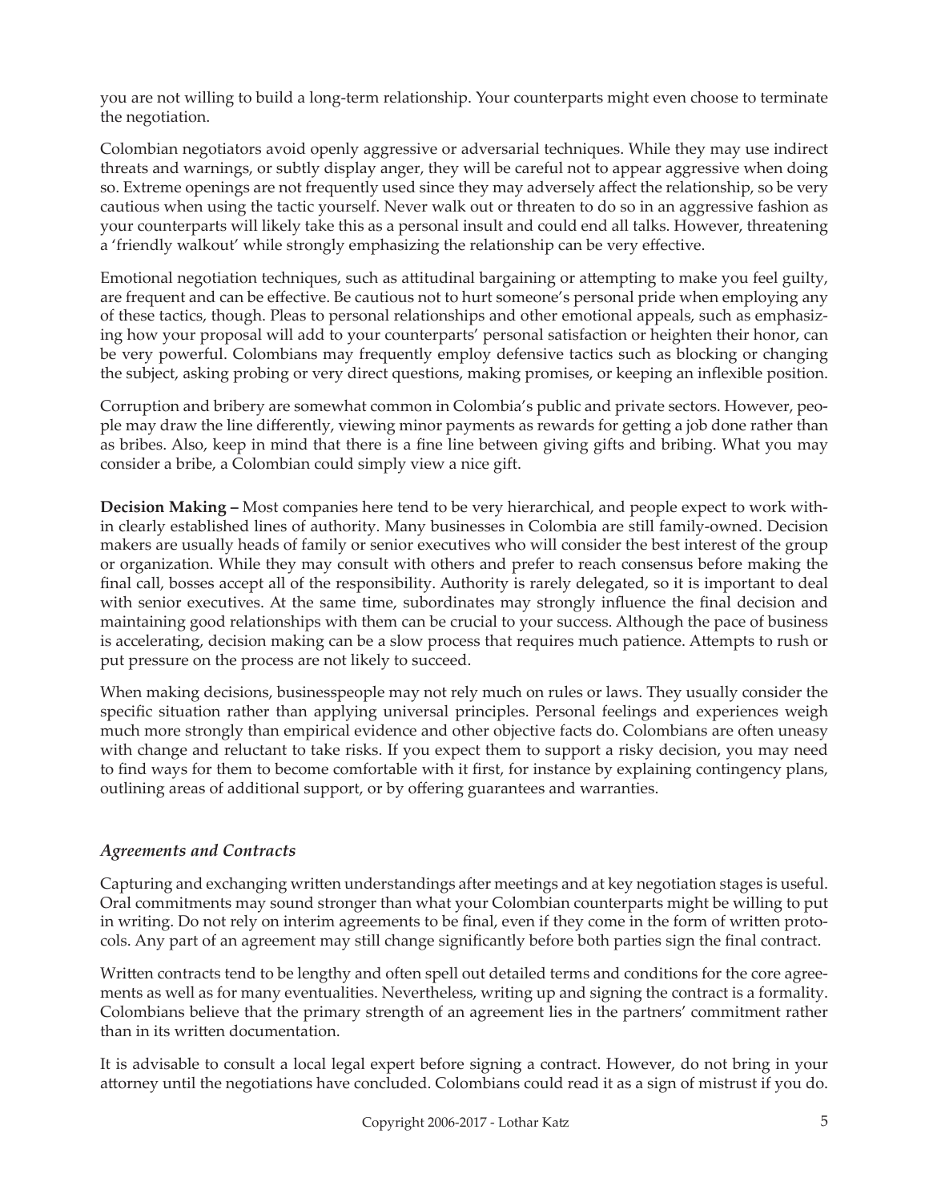you are not willing to build a long-term relationship. Your counterparts might even choose to terminate the negotiation.

Colombian negotiators avoid openly aggressive or adversarial techniques. While they may use indirect threats and warnings, or subtly display anger, they will be careful not to appear aggressive when doing so. Extreme openings are not frequently used since they may adversely affect the relationship, so be very cautious when using the tactic yourself. Never walk out or threaten to do so in an aggressive fashion as your counterparts will likely take this as a personal insult and could end all talks. However, threatening a 'friendly walkout' while strongly emphasizing the relationship can be very effective.

Emotional negotiation techniques, such as attitudinal bargaining or attempting to make you feel guilty, are frequent and can be effective. Be cautious not to hurt someone's personal pride when employing any of these tactics, though. Pleas to personal relationships and other emotional appeals, such as emphasizing how your proposal will add to your counterparts' personal satisfaction or heighten their honor, can be very powerful. Colombians may frequently employ defensive tactics such as blocking or changing the subject, asking probing or very direct questions, making promises, or keeping an inflexible position.

Corruption and bribery are somewhat common in Colombia's public and private sectors. However, people may draw the line differently, viewing minor payments as rewards for getting a job done rather than as bribes. Also, keep in mind that there is a fine line between giving gifts and bribing. What you may consider a bribe, a Colombian could simply view a nice gift.

**Decision Making –** Most companies here tend to be very hierarchical, and people expect to work within clearly established lines of authority. Many businesses in Colombia are still family-owned. Decision makers are usually heads of family or senior executives who will consider the best interest of the group or organization. While they may consult with others and prefer to reach consensus before making the final call, bosses accept all of the responsibility. Authority is rarely delegated, so it is important to deal with senior executives. At the same time, subordinates may strongly influence the final decision and maintaining good relationships with them can be crucial to your success. Although the pace of business is accelerating, decision making can be a slow process that requires much patience. Attempts to rush or put pressure on the process are not likely to succeed.

When making decisions, businesspeople may not rely much on rules or laws. They usually consider the specific situation rather than applying universal principles. Personal feelings and experiences weigh much more strongly than empirical evidence and other objective facts do. Colombians are often uneasy with change and reluctant to take risks. If you expect them to support a risky decision, you may need to find ways for them to become comfortable with it first, for instance by explaining contingency plans, outlining areas of additional support, or by offering guarantees and warranties.

### *Agreements and Contracts*

Capturing and exchanging written understandings after meetings and at key negotiation stages is useful. Oral commitments may sound stronger than what your Colombian counterparts might be willing to put in writing. Do not rely on interim agreements to be final, even if they come in the form of written protocols. Any part of an agreement may still change significantly before both parties sign the final contract.

Written contracts tend to be lengthy and often spell out detailed terms and conditions for the core agreements as well as for many eventualities. Nevertheless, writing up and signing the contract is a formality. Colombians believe that the primary strength of an agreement lies in the partners' commitment rather than in its written documentation.

It is advisable to consult a local legal expert before signing a contract. However, do not bring in your attorney until the negotiations have concluded. Colombians could read it as a sign of mistrust if you do.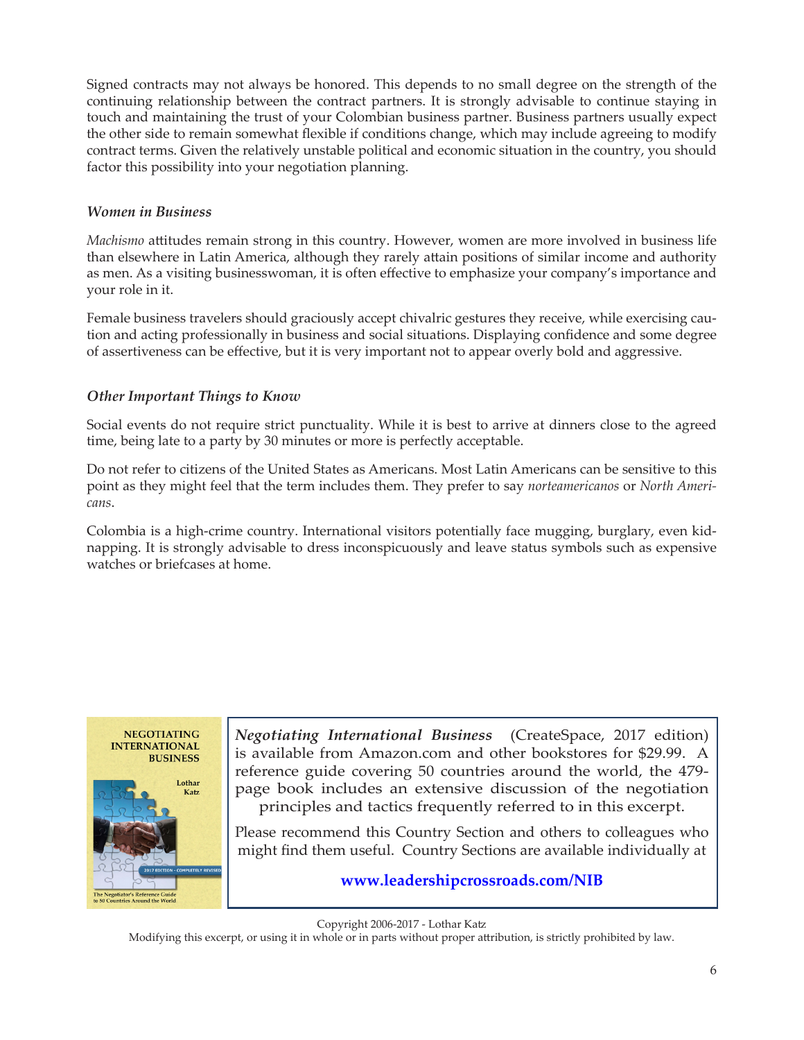Signed contracts may not always be honored. This depends to no small degree on the strength of the continuing relationship between the contract partners. It is strongly advisable to continue staying in touch and maintaining the trust of your Colombian business partner. Business partners usually expect the other side to remain somewhat flexible if conditions change, which may include agreeing to modify contract terms. Given the relatively unstable political and economic situation in the country, you should factor this possibility into your negotiation planning.

### *Women in Business*

*Machismo* attitudes remain strong in this country. However, women are more involved in business life than elsewhere in Latin America, although they rarely attain positions of similar income and authority as men. As a visiting businesswoman, it is often effective to emphasize your company's importance and your role in it.

Female business travelers should graciously accept chivalric gestures they receive, while exercising caution and acting professionally in business and social situations. Displaying confidence and some degree of assertiveness can be effective, but it is very important not to appear overly bold and aggressive.

### *Other Important Things to Know*

Social events do not require strict punctuality. While it is best to arrive at dinners close to the agreed time, being late to a party by 30 minutes or more is perfectly acceptable.

Do not refer to citizens of the United States as Americans. Most Latin Americans can be sensitive to this point as they might feel that the term includes them. They prefer to say *norteamericanos* or *North Americans*.

Colombia is a high-crime country. International visitors potentially face mugging, burglary, even kidnapping. It is strongly advisable to dress inconspicuously and leave status symbols such as expensive watches or briefcases at home.

NEGOTIATING INTERNATIONAL BUSINESS

Lothar Katz

2017 EDITION - COMPLETELY REVISED

The Negotiator's Reference Guide to 50 Countries Around the World

*Negotiating International Business* (CreateSpace, 2017 edition) is available from Amazon.com and other bookstores for $29.99. A reference guide covering 50 countries around the world, the 479-page book includes an extensive discussion of the negotiation principles and tactics frequently referred to in this excerpt.

Please recommend this Country Section and others to colleagues who might find them useful. Country Sections are available individually at

**www.leadershipcrossroads.com/NIB**

Copyright 2006-2017 - Lothar Katz
Modifying this excerpt, or using it in whole or in parts without proper attribution, is strictly prohibited by law.